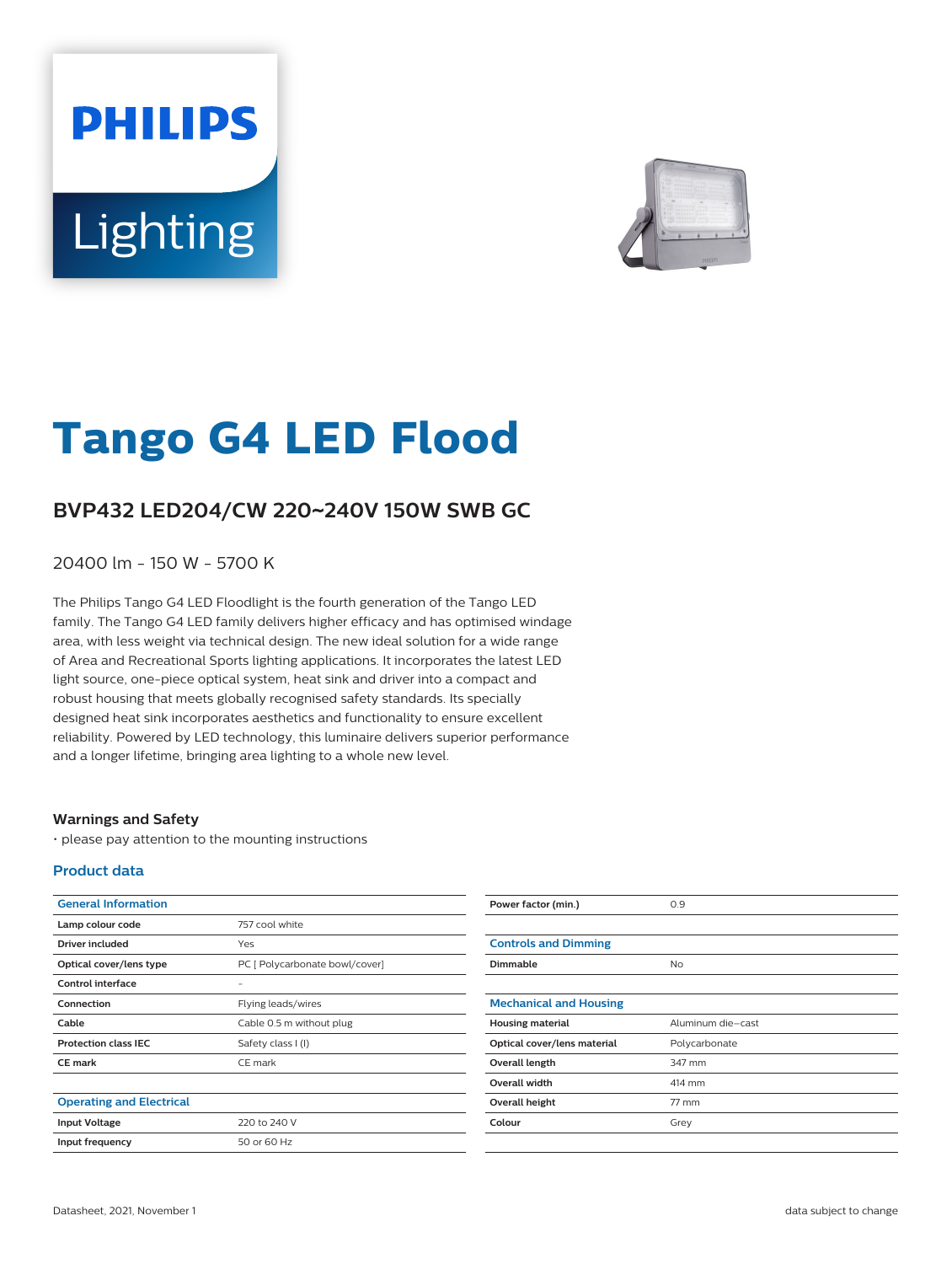# Tango G4 LED Flood

## BVP432 LED204/CW 220~240V 150W SWB GC

20400 lm - 150 W - 5700 K

The Philips Tango G4 LED Floodlight is the fourth generation of the Tango LED family. The Tango G4 LED family delivers higher efficacy and has optimised windage area, with less weight via technical design. The new ideal solution for a wide range of Area and Recreational Sports lighting applications. It incorporates the latest LED light source, one-piece optical system, heat sink and driver into a compact and robust housing that meets globally recognised safety standards. Its specially designed heat sink incorporates aesthetics and functionality to ensure excellent reliability. Powered by LED technology, this luminaire delivers superior performance and a longer lifetime, bringing area lighting to a whole new level.

### Warnings and Safety

- please pay attention to the mounting instructions

### Product data

| General Information | |
|---|---|
| Lamp colour code | 757 cool white |
| Driver included | Yes |
| Optical cover/lens type | PC [ Polycarbonate bowl/cover] |
| Control interface | - |
| Connection | Flying leads/wires |
| Cable | Cable 0.5 m without plug |
| Protection class IEC | Safety class I (I) |
| CE mark | CE mark |

| Operating and Electrical | |
|---|---|
| Input Voltage | 220 to 240 V |
| Input frequency | 50 or 60 Hz |
| Power factor (min.) | 0.9 |

| Controls and Dimming | |
|---|---|
| Dimmable | No |

| Mechanical and Housing | |
|---|---|
| Housing material | Aluminum die-cast |
| Optical cover/lens material | Polycarbonate |
| Overall length | 347 mm |
| Overall width | 414 mm |
| Overall height | 77 mm |
| Colour | Grey |

Datasheet, 2021, November 1 data subject to change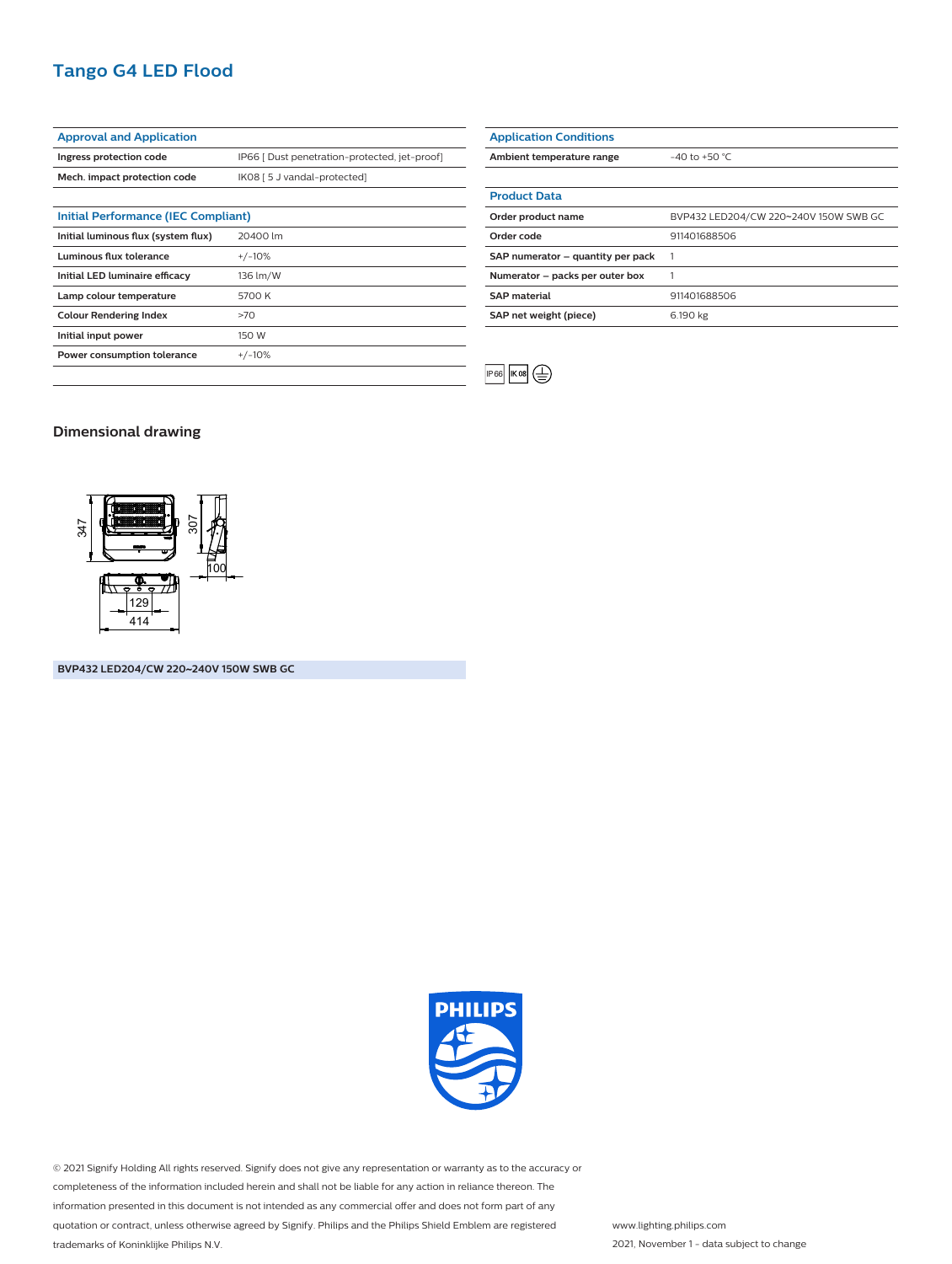# Tango G4 LED Flood

| Approval and Application | |
|---|---|
| Ingress protection code | IP66 [ Dust penetration-protected, jet-proof] |
| Mech. impact protection code | IK08 [ 5 J vandal-protected] |

| Initial Performance (IEC Compliant) | |
|---|---|
| Initial luminous flux (system flux) | 20400 lm |
| Luminous flux tolerance | +/-10% |
| Initial LED luminaire efficacy | 136 lm/W |
| Lamp colour temperature | 5700 K |
| Colour Rendering Index | >70 |
| Initial input power | 150 W |
| Power consumption tolerance | +/-10% |

| Application Conditions | |
|---|---|
| Ambient temperature range | -40 to +50 °C |

| Product Data | |
|---|---|
| Order product name | BVP432 LED204/CW 220-240V 150W SWB GC |
| Order code | 911401688506 |
| SAP numerator – quantity per pack | 1 |
| Numerator – packs per outer box | 1 |
| SAP material | 911401688506 |
| SAP net weight (piece) | 6.190 kg |

IP66 IK08

## Dimensional drawing

347
307
100
129
414

**BVP432 LED204/CW 220-240V 150W SWB GC**

© 2021 Signify Holding All rights reserved. Signify does not give any representation or warranty as to the accuracy or completeness of the information included herein and shall not be liable for any action in reliance thereon. The information presented in this document is not intended as any commercial offer and does not form part of any quotation or contract, unless otherwise agreed by Signify. Philips and the Philips Shield Emblem are registered trademarks of Koninklijke Philips N.V.

www.lighting.philips.com
2021, November 1 - data subject to change